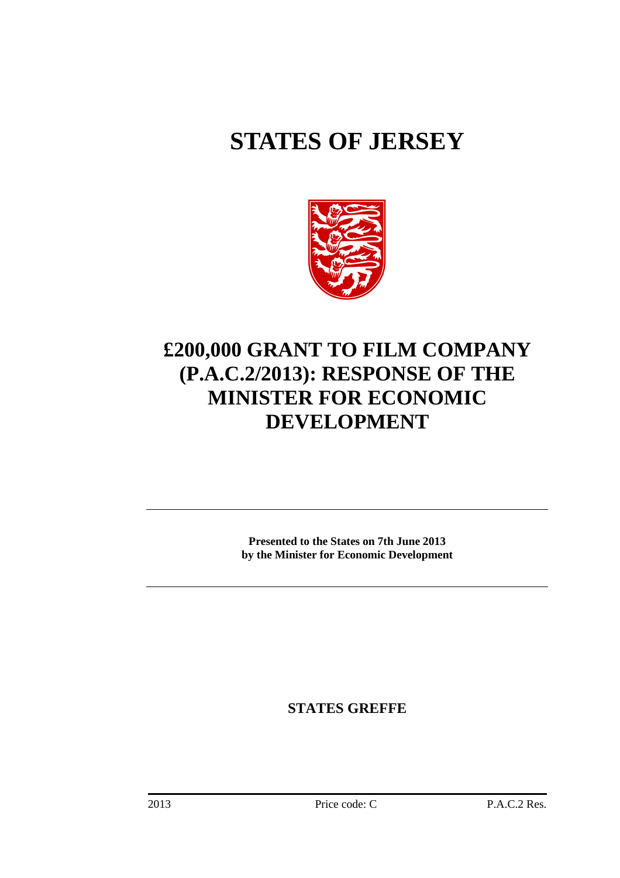# STATES OF JERSEY

# £200,000 GRANT TO FILM COMPANY (P.A.C.2/2013): RESPONSE OF THE MINISTER FOR ECONOMIC DEVELOPMENT

**Presented to the States on 7th June 2013**
**by the Minister for Economic Development**

**STATES GREFFE**

2013 Price code: C P.A.C.2 Res.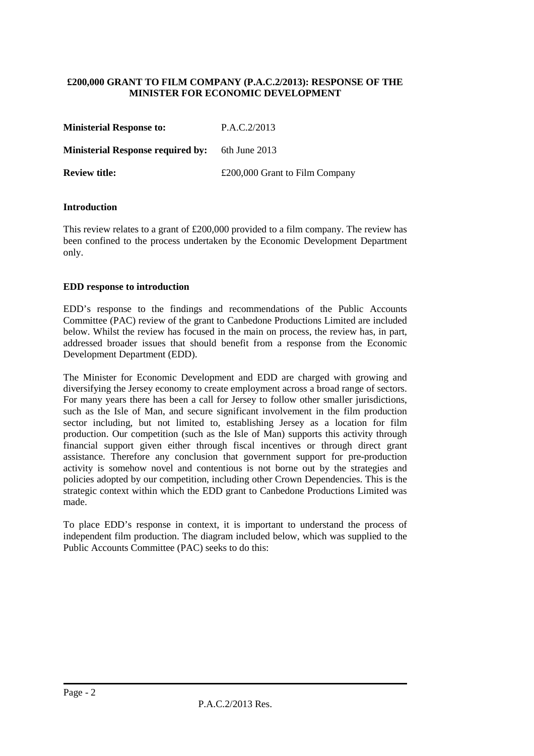**£200,000 GRANT TO FILM COMPANY (P.A.C.2/2013): RESPONSE OF THE MINISTER FOR ECONOMIC DEVELOPMENT**

| | |
|---|---|
| **Ministerial Response to:** | P.A.C.2/2013 |
| **Ministerial Response required by:** | 6th June 2013 |
| **Review title:** | £200,000 Grant to Film Company |

**Introduction**

This review relates to a grant of £200,000 provided to a film company. The review has been confined to the process undertaken by the Economic Development Department only.

**EDD response to introduction**

EDD's response to the findings and recommendations of the Public Accounts Committee (PAC) review of the grant to Canbedone Productions Limited are included below. Whilst the review has focused in the main on process, the review has, in part, addressed broader issues that should benefit from a response from the Economic Development Department (EDD).

The Minister for Economic Development and EDD are charged with growing and diversifying the Jersey economy to create employment across a broad range of sectors. For many years there has been a call for Jersey to follow other smaller jurisdictions, such as the Isle of Man, and secure significant involvement in the film production sector including, but not limited to, establishing Jersey as a location for film production. Our competition (such as the Isle of Man) supports this activity through financial support given either through fiscal incentives or through direct grant assistance. Therefore any conclusion that government support for pre-production activity is somehow novel and contentious is not borne out by the strategies and policies adopted by our competition, including other Crown Dependencies. This is the strategic context within which the EDD grant to Canbedone Productions Limited was made.

To place EDD's response in context, it is important to understand the process of independent film production. The diagram included below, which was supplied to the Public Accounts Committee (PAC) seeks to do this: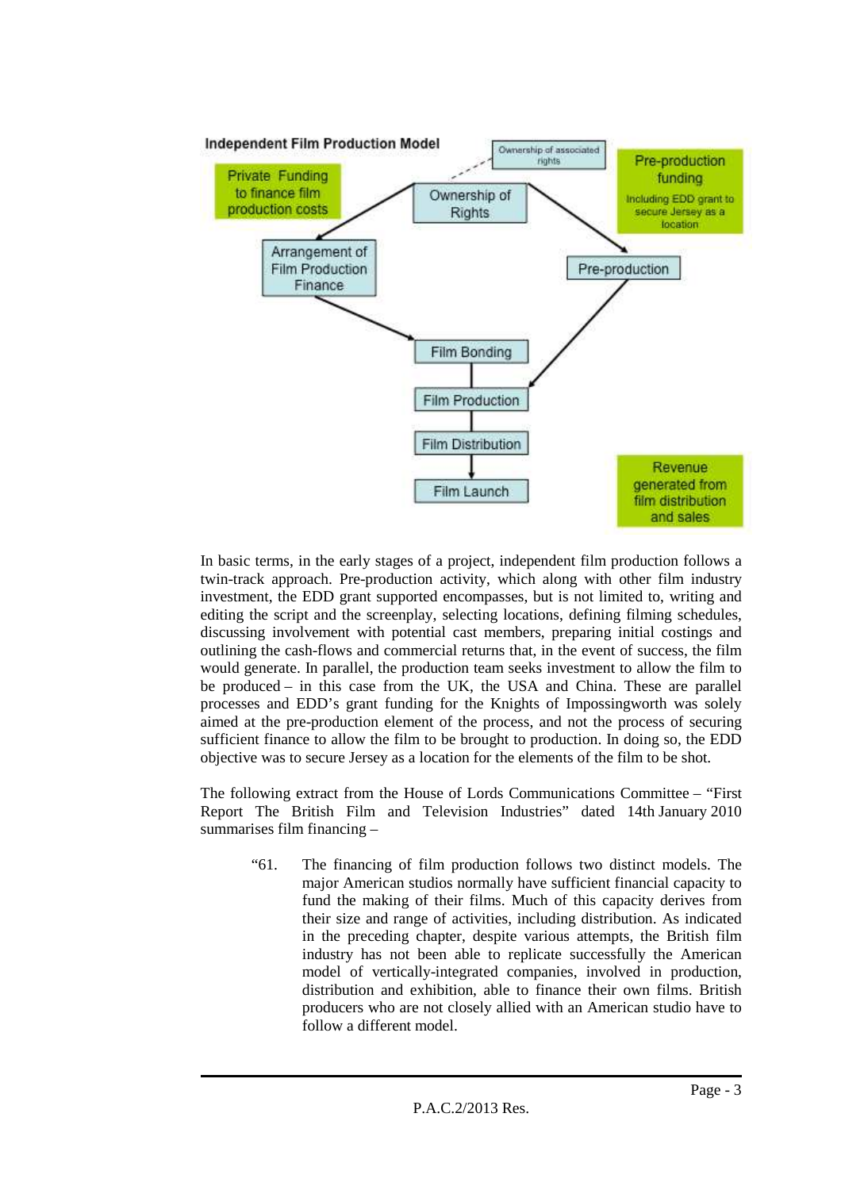**Independent Film Production Model**

- Private Funding to finance film production costs
- Ownership of associated rights
- Ownership of Rights
- Pre-production funding (Including EDD grant to secure Jersey as a location)
- Arrangement of Film Production Finance
- Pre-production
- Film Bonding
- Film Production
- Film Distribution
- Film Launch
- Revenue generated from film distribution and sales

In basic terms, in the early stages of a project, independent film production follows a twin-track approach. Pre-production activity, which along with other film industry investment, the EDD grant supported encompasses, but is not limited to, writing and editing the script and the screenplay, selecting locations, defining filming schedules, discussing involvement with potential cast members, preparing initial costings and outlining the cash-flows and commercial returns that, in the event of success, the film would generate. In parallel, the production team seeks investment to allow the film to be produced – in this case from the UK, the USA and China. These are parallel processes and EDD's grant funding for the Knights of Impossingworth was solely aimed at the pre-production element of the process, and not the process of securing sufficient finance to allow the film to be brought to production. In doing so, the EDD objective was to secure Jersey as a location for the elements of the film to be shot.

The following extract from the House of Lords Communications Committee – "First Report The British Film and Television Industries" dated 14th January 2010 summarises film financing –

> "61. The financing of film production follows two distinct models. The major American studios normally have sufficient financial capacity to fund the making of their films. Much of this capacity derives from their size and range of activities, including distribution. As indicated in the preceding chapter, despite various attempts, the British film industry has not been able to replicate successfully the American model of vertically-integrated companies, involved in production, distribution and exhibition, able to finance their own films. British producers who are not closely allied with an American studio have to follow a different model.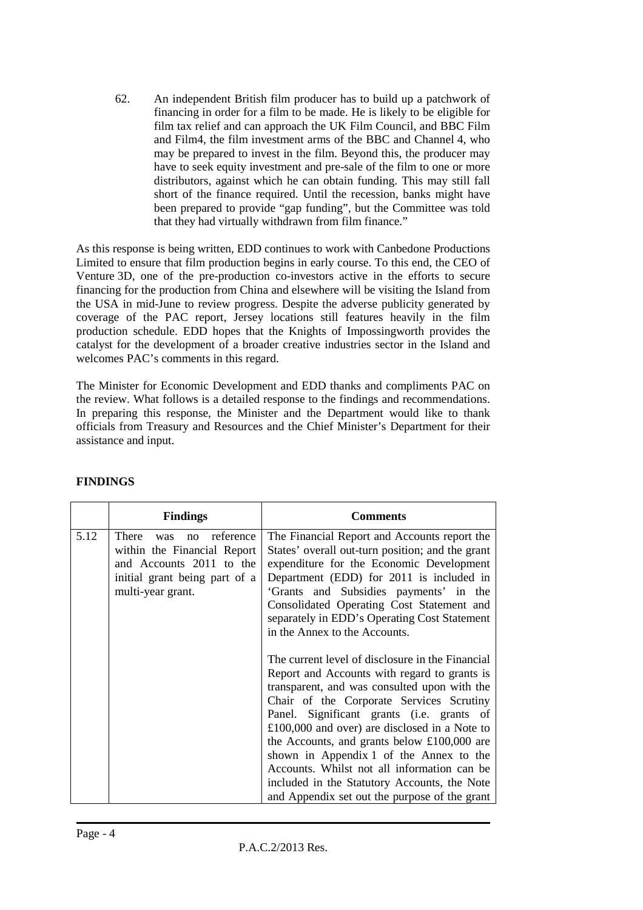62. An independent British film producer has to build up a patchwork of financing in order for a film to be made. He is likely to be eligible for film tax relief and can approach the UK Film Council, and BBC Film and Film4, the film investment arms of the BBC and Channel 4, who may be prepared to invest in the film. Beyond this, the producer may have to seek equity investment and pre-sale of the film to one or more distributors, against which he can obtain funding. This may still fall short of the finance required. Until the recession, banks might have been prepared to provide "gap funding", but the Committee was told that they had virtually withdrawn from film finance."

As this response is being written, EDD continues to work with Canbedone Productions Limited to ensure that film production begins in early course. To this end, the CEO of Venture 3D, one of the pre-production co-investors active in the efforts to secure financing for the production from China and elsewhere will be visiting the Island from the USA in mid-June to review progress. Despite the adverse publicity generated by coverage of the PAC report, Jersey locations still features heavily in the film production schedule. EDD hopes that the Knights of Impossingworth provides the catalyst for the development of a broader creative industries sector in the Island and welcomes PAC's comments in this regard.

The Minister for Economic Development and EDD thanks and compliments PAC on the review. What follows is a detailed response to the findings and recommendations. In preparing this response, the Minister and the Department would like to thank officials from Treasury and Resources and the Chief Minister's Department for their assistance and input.

## FINDINGS

| | Findings | Comments |
|---|---|---|
| 5.12 | There was no reference within the Financial Report and Accounts 2011 to the initial grant being part of a multi-year grant. | The Financial Report and Accounts report the States' overall out-turn position; and the grant expenditure for the Economic Development Department (EDD) for 2011 is included in 'Grants and Subsidies payments' in the Consolidated Operating Cost Statement and separately in EDD's Operating Cost Statement in the Annex to the Accounts.<br><br>The current level of disclosure in the Financial Report and Accounts with regard to grants is transparent, and was consulted upon with the Chair of the Corporate Services Scrutiny Panel. Significant grants (i.e. grants of £100,000 and over) are disclosed in a Note to the Accounts, and grants below £100,000 are shown in Appendix 1 of the Annex to the Accounts. Whilst not all information can be included in the Statutory Accounts, the Note and Appendix set out the purpose of the grant |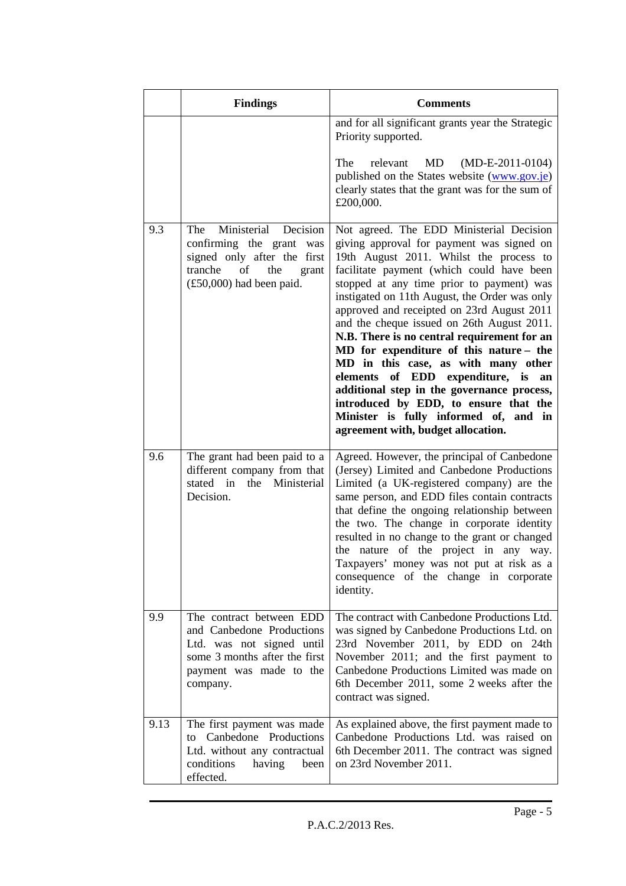| | Findings | Comments |
|---|---|---|
| | | and for all significant grants year the Strategic Priority supported.<br><br>The relevant MD (MD-E-2011-0104) published on the States website (www.gov.je) clearly states that the grant was for the sum of £200,000. |
| 9.3 | The Ministerial Decision confirming the grant was signed only after the first tranche of the grant (£50,000) had been paid. | Not agreed. The EDD Ministerial Decision giving approval for payment was signed on 19th August 2011. Whilst the process to facilitate payment (which could have been stopped at any time prior to payment) was instigated on 11th August, the Order was only approved and receipted on 23rd August 2011 and the cheque issued on 26th August 2011. **N.B. There is no central requirement for an MD for expenditure of this nature – the MD in this case, as with many other elements of EDD expenditure, is an additional step in the governance process, introduced by EDD, to ensure that the Minister is fully informed of, and in agreement with, budget allocation.** |
| 9.6 | The grant had been paid to a different company from that stated in the Ministerial Decision. | Agreed. However, the principal of Canbedone (Jersey) Limited and Canbedone Productions Limited (a UK-registered company) are the same person, and EDD files contain contracts that define the ongoing relationship between the two. The change in corporate identity resulted in no change to the grant or changed the nature of the project in any way. Taxpayers' money was not put at risk as a consequence of the change in corporate identity. |
| 9.9 | The contract between EDD and Canbedone Productions Ltd. was not signed until some 3 months after the first payment was made to the company. | The contract with Canbedone Productions Ltd. was signed by Canbedone Productions Ltd. on 23rd November 2011, by EDD on 24th November 2011; and the first payment to Canbedone Productions Limited was made on 6th December 2011, some 2 weeks after the contract was signed. |
| 9.13 | The first payment was made to Canbedone Productions Ltd. without any contractual conditions having been effected. | As explained above, the first payment made to Canbedone Productions Ltd. was raised on 6th December 2011. The contract was signed on 23rd November 2011. |

P.A.C.2/2013 Res.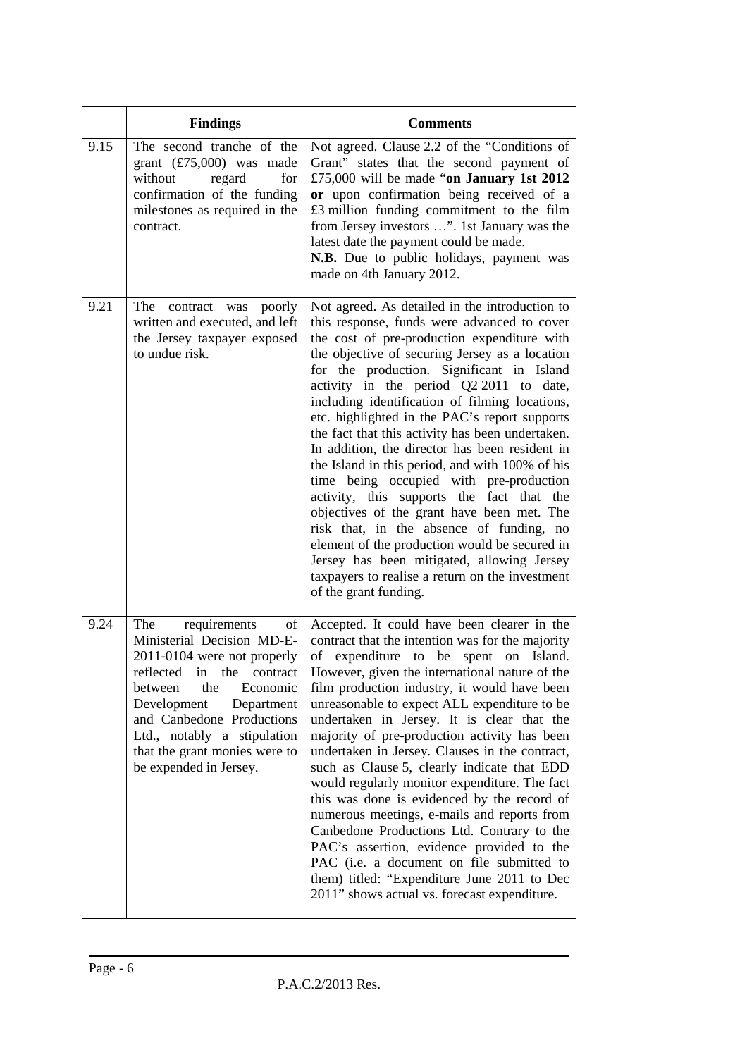| | Findings | Comments |
|---|---|---|
| 9.15 | The second tranche of the grant (£75,000) was made without regard for confirmation of the funding milestones as required in the contract. | Not agreed. Clause 2.2 of the "Conditions of Grant" states that the second payment of £75,000 will be made "**on January 1st 2012 or** upon confirmation being received of a £3 million funding commitment to the film from Jersey investors …". 1st January was the latest date the payment could be made.<br>**N.B.** Due to public holidays, payment was made on 4th January 2012. |
| 9.21 | The contract was poorly written and executed, and left the Jersey taxpayer exposed to undue risk. | Not agreed. As detailed in the introduction to this response, funds were advanced to cover the cost of pre-production expenditure with the objective of securing Jersey as a location for the production. Significant in Island activity in the period Q2 2011 to date, including identification of filming locations, etc. highlighted in the PAC's report supports the fact that this activity has been undertaken. In addition, the director has been resident in the Island in this period, and with 100% of his time being occupied with pre-production activity, this supports the fact that the objectives of the grant have been met. The risk that, in the absence of funding, no element of the production would be secured in Jersey has been mitigated, allowing Jersey taxpayers to realise a return on the investment of the grant funding. |
| 9.24 | The requirements of Ministerial Decision MD-E-2011-0104 were not properly reflected in the contract between the Economic Development Department and Canbedone Productions Ltd., notably a stipulation that the grant monies were to be expended in Jersey. | Accepted. It could have been clearer in the contract that the intention was for the majority of expenditure to be spent on Island. However, given the international nature of the film production industry, it would have been unreasonable to expect ALL expenditure to be undertaken in Jersey. It is clear that the majority of pre-production activity has been undertaken in Jersey. Clauses in the contract, such as Clause 5, clearly indicate that EDD would regularly monitor expenditure. The fact this was done is evidenced by the record of numerous meetings, e-mails and reports from Canbedone Productions Ltd. Contrary to the PAC's assertion, evidence provided to the PAC (i.e. a document on file submitted to them) titled: "Expenditure June 2011 to Dec 2011" shows actual vs. forecast expenditure. |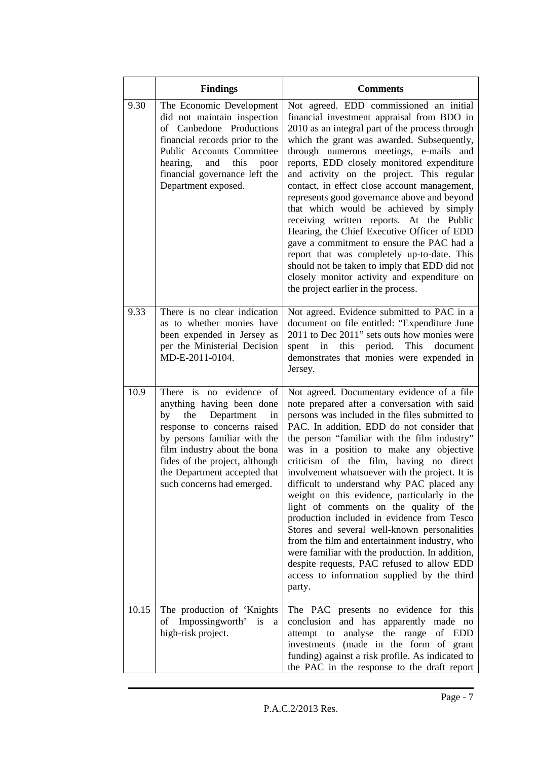| | Findings | Comments |
|---|---|---|
| 9.30 | The Economic Development did not maintain inspection of Canbedone Productions financial records prior to the Public Accounts Committee hearing, and this poor financial governance left the Department exposed. | Not agreed. EDD commissioned an initial financial investment appraisal from BDO in 2010 as an integral part of the process through which the grant was awarded. Subsequently, through numerous meetings, e-mails and reports, EDD closely monitored expenditure and activity on the project. This regular contact, in effect close account management, represents good governance above and beyond that which would be achieved by simply receiving written reports. At the Public Hearing, the Chief Executive Officer of EDD gave a commitment to ensure the PAC had a report that was completely up-to-date. This should not be taken to imply that EDD did not closely monitor activity and expenditure on the project earlier in the process. |
| 9.33 | There is no clear indication as to whether monies have been expended in Jersey as per the Ministerial Decision MD-E-2011-0104. | Not agreed. Evidence submitted to PAC in a document on file entitled: "Expenditure June 2011 to Dec 2011" sets outs how monies were spent in this period. This document demonstrates that monies were expended in Jersey. |
| 10.9 | There is no evidence of anything having been done by the Department in response to concerns raised by persons familiar with the film industry about the bona fides of the project, although the Department accepted that such concerns had emerged. | Not agreed. Documentary evidence of a file note prepared after a conversation with said persons was included in the files submitted to PAC. In addition, EDD do not consider that the person "familiar with the film industry" was in a position to make any objective criticism of the film, having no direct involvement whatsoever with the project. It is difficult to understand why PAC placed any weight on this evidence, particularly in the light of comments on the quality of the production included in evidence from Tesco Stores and several well-known personalities from the film and entertainment industry, who were familiar with the production. In addition, despite requests, PAC refused to allow EDD access to information supplied by the third party. |
| 10.15 | The production of 'Knights of Impossingworth' is a high-risk project. | The PAC presents no evidence for this conclusion and has apparently made no attempt to analyse the range of EDD investments (made in the form of grant funding) against a risk profile. As indicated to the PAC in the response to the draft report |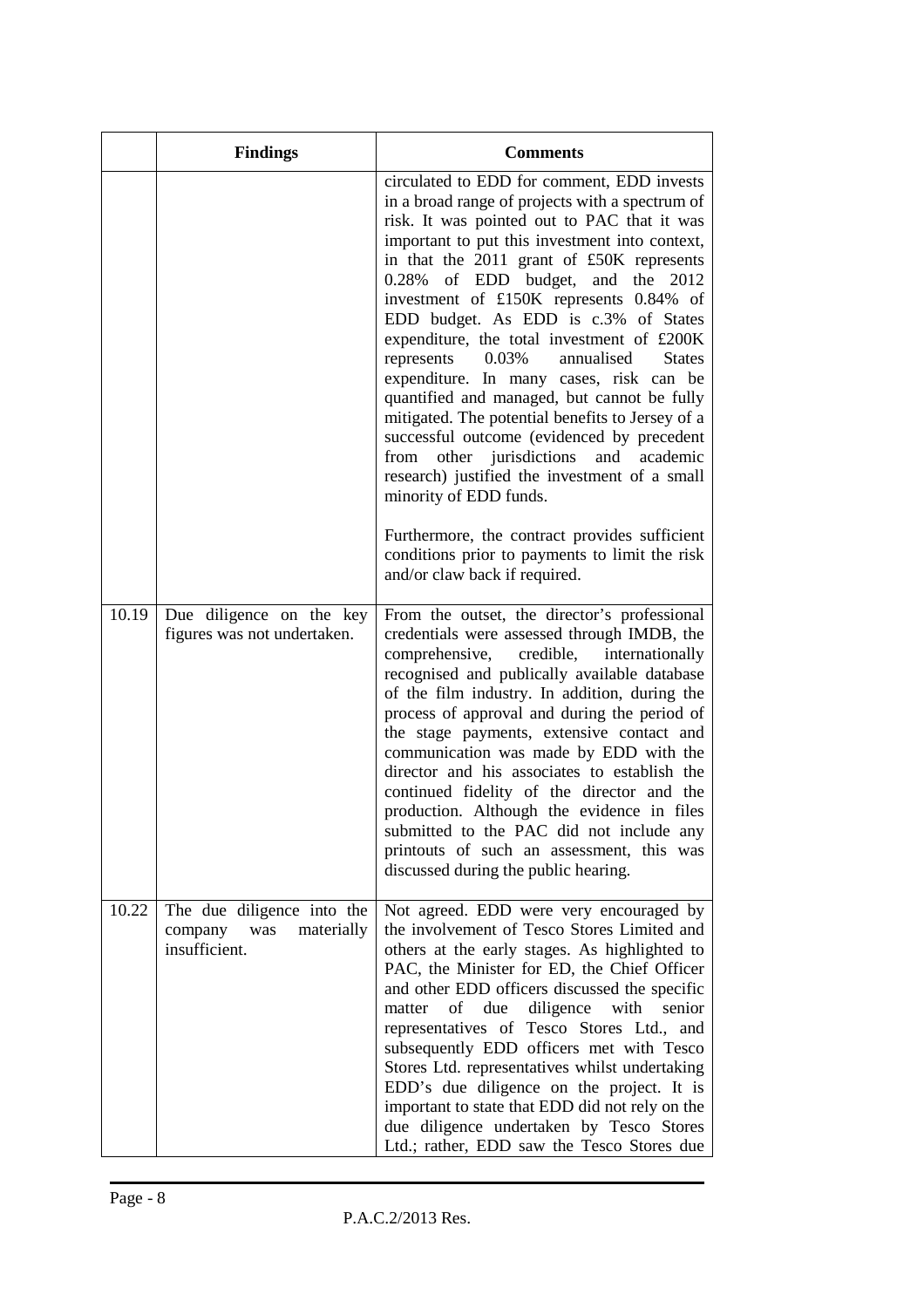| | Findings | Comments |
|---|---|---|
| | | circulated to EDD for comment, EDD invests in a broad range of projects with a spectrum of risk. It was pointed out to PAC that it was important to put this investment into context, in that the 2011 grant of £50K represents 0.28% of EDD budget, and the 2012 investment of £150K represents 0.84% of EDD budget. As EDD is c.3% of States expenditure, the total investment of £200K represents 0.03% annualised States expenditure. In many cases, risk can be quantified and managed, but cannot be fully mitigated. The potential benefits to Jersey of a successful outcome (evidenced by precedent from other jurisdictions and academic research) justified the investment of a small minority of EDD funds.<br><br>Furthermore, the contract provides sufficient conditions prior to payments to limit the risk and/or claw back if required. |
| 10.19 | Due diligence on the key figures was not undertaken. | From the outset, the director's professional credentials were assessed through IMDB, the comprehensive, credible, internationally recognised and publically available database of the film industry. In addition, during the process of approval and during the period of the stage payments, extensive contact and communication was made by EDD with the director and his associates to establish the continued fidelity of the director and the production. Although the evidence in files submitted to the PAC did not include any printouts of such an assessment, this was discussed during the public hearing. |
| 10.22 | The due diligence into the company was materially insufficient. | Not agreed. EDD were very encouraged by the involvement of Tesco Stores Limited and others at the early stages. As highlighted to PAC, the Minister for ED, the Chief Officer and other EDD officers discussed the specific matter of due diligence with senior representatives of Tesco Stores Ltd., and subsequently EDD officers met with Tesco Stores Ltd. representatives whilst undertaking EDD's due diligence on the project. It is important to state that EDD did not rely on the due diligence undertaken by Tesco Stores Ltd.; rather, EDD saw the Tesco Stores due |

P.A.C.2/2013 Res.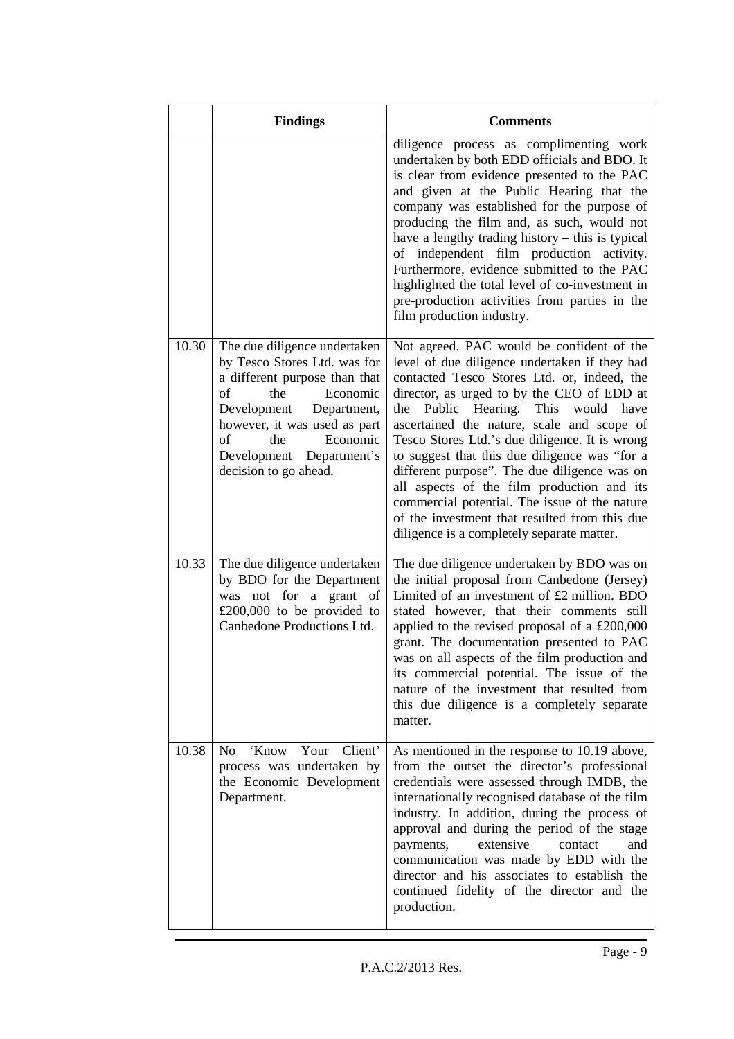|  | Findings | Comments |
|---|---|---|
|  |  | diligence process as complimenting work undertaken by both EDD officials and BDO. It is clear from evidence presented to the PAC and given at the Public Hearing that the company was established for the purpose of producing the film and, as such, would not have a lengthy trading history – this is typical of independent film production activity. Furthermore, evidence submitted to the PAC highlighted the total level of co-investment in pre-production activities from parties in the film production industry. |
| 10.30 | The due diligence undertaken by Tesco Stores Ltd. was for a different purpose than that of the Economic Development Department, however, it was used as part of the Economic Development Department's decision to go ahead. | Not agreed. PAC would be confident of the level of due diligence undertaken if they had contacted Tesco Stores Ltd. or, indeed, the director, as urged to by the CEO of EDD at the Public Hearing. This would have ascertained the nature, scale and scope of Tesco Stores Ltd.'s due diligence. It is wrong to suggest that this due diligence was "for a different purpose". The due diligence was on all aspects of the film production and its commercial potential. The issue of the nature of the investment that resulted from this due diligence is a completely separate matter. |
| 10.33 | The due diligence undertaken by BDO for the Department was not for a grant of £200,000 to be provided to Canbedone Productions Ltd. | The due diligence undertaken by BDO was on the initial proposal from Canbedone (Jersey) Limited of an investment of £2 million. BDO stated however, that their comments still applied to the revised proposal of a £200,000 grant. The documentation presented to PAC was on all aspects of the film production and its commercial potential. The issue of the nature of the investment that resulted from this due diligence is a completely separate matter. |
| 10.38 | No 'Know Your Client' process was undertaken by the Economic Development Department. | As mentioned in the response to 10.19 above, from the outset the director's professional credentials were assessed through IMDB, the internationally recognised database of the film industry. In addition, during the process of approval and during the period of the stage payments, extensive contact and communication was made by EDD with the director and his associates to establish the continued fidelity of the director and the production. |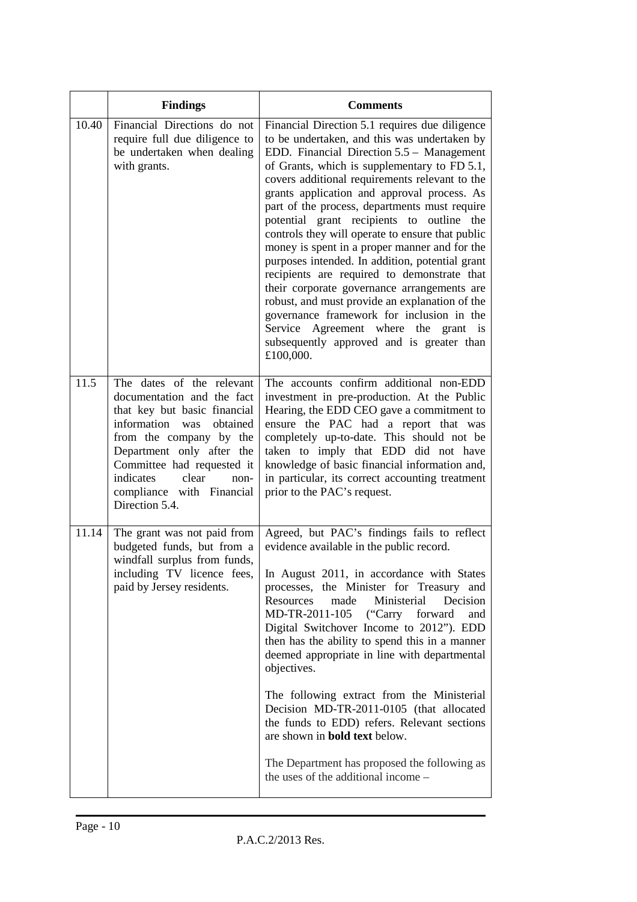| | Findings | Comments |
|---|---|---|
| 10.40 | Financial Directions do not require full due diligence to be undertaken when dealing with grants. | Financial Direction 5.1 requires due diligence to be undertaken, and this was undertaken by EDD. Financial Direction 5.5 – Management of Grants, which is supplementary to FD 5.1, covers additional requirements relevant to the grants application and approval process. As part of the process, departments must require potential grant recipients to outline the controls they will operate to ensure that public money is spent in a proper manner and for the purposes intended. In addition, potential grant recipients are required to demonstrate that their corporate governance arrangements are robust, and must provide an explanation of the governance framework for inclusion in the Service Agreement where the grant is subsequently approved and is greater than £100,000. |
| 11.5 | The dates of the relevant documentation and the fact that key but basic financial information was obtained from the company by the Department only after the Committee had requested it indicates clear non-compliance with Financial Direction 5.4. | The accounts confirm additional non-EDD investment in pre-production. At the Public Hearing, the EDD CEO gave a commitment to ensure the PAC had a report that was completely up-to-date. This should not be taken to imply that EDD did not have knowledge of basic financial information and, in particular, its correct accounting treatment prior to the PAC's request. |
| 11.14 | The grant was not paid from budgeted funds, but from a windfall surplus from funds, including TV licence fees, paid by Jersey residents. | Agreed, but PAC's findings fails to reflect evidence available in the public record.<br><br>In August 2011, in accordance with States processes, the Minister for Treasury and Resources made Ministerial Decision MD-TR-2011-105 ("Carry forward and Digital Switchover Income to 2012"). EDD then has the ability to spend this in a manner deemed appropriate in line with departmental objectives.<br><br>The following extract from the Ministerial Decision MD-TR-2011-0105 (that allocated the funds to EDD) refers. Relevant sections are shown in **bold text** below.<br><br>The Department has proposed the following as the uses of the additional income – |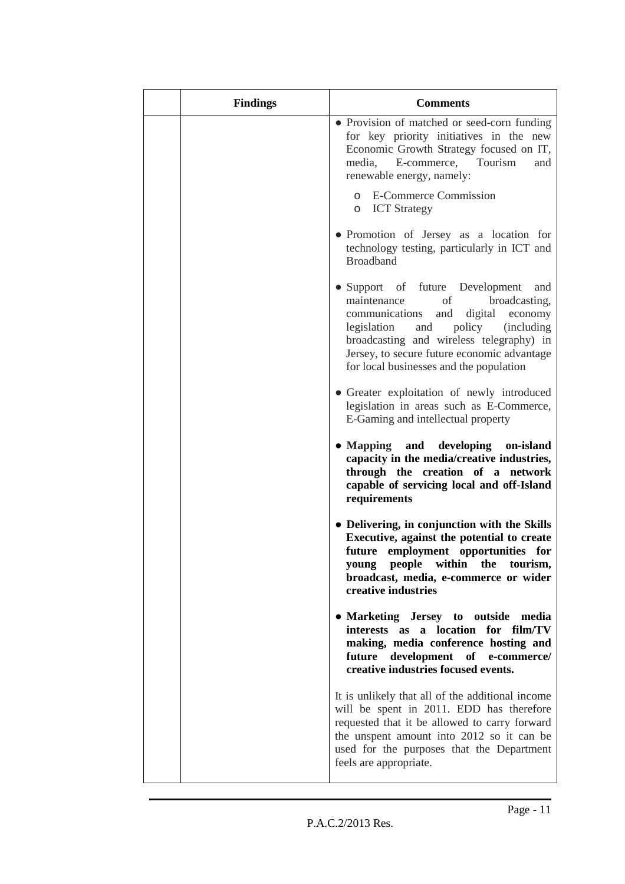| | Findings | Comments |
|---|---|---|
| | | • Provision of matched or seed-corn funding for key priority initiatives in the new Economic Growth Strategy focused on IT, media, E-commerce, Tourism and renewable energy, namely:<br>o E-Commerce Commission<br>o ICT Strategy<br><br>• Promotion of Jersey as a location for technology testing, particularly in ICT and Broadband<br><br>• Support of future Development and maintenance of broadcasting, communications and digital economy legislation and policy (including broadcasting and wireless telegraphy) in Jersey, to secure future economic advantage for local businesses and the population<br><br>• Greater exploitation of newly introduced legislation in areas such as E-Commerce, E-Gaming and intellectual property<br><br>• **Mapping and developing on-island capacity in the media/creative industries, through the creation of a network capable of servicing local and off-Island requirements**<br><br>• **Delivering, in conjunction with the Skills Executive, against the potential to create future employment opportunities for young people within the tourism, broadcast, media, e-commerce or wider creative industries**<br><br>• **Marketing Jersey to outside media interests as a location for film/TV making, media conference hosting and future development of e-commerce/ creative industries focused events.**<br><br>It is unlikely that all of the additional income will be spent in 2011. EDD has therefore requested that it be allowed to carry forward the unspent amount into 2012 so it can be used for the purposes that the Department feels are appropriate. |

P.A.C.2/2013 Res.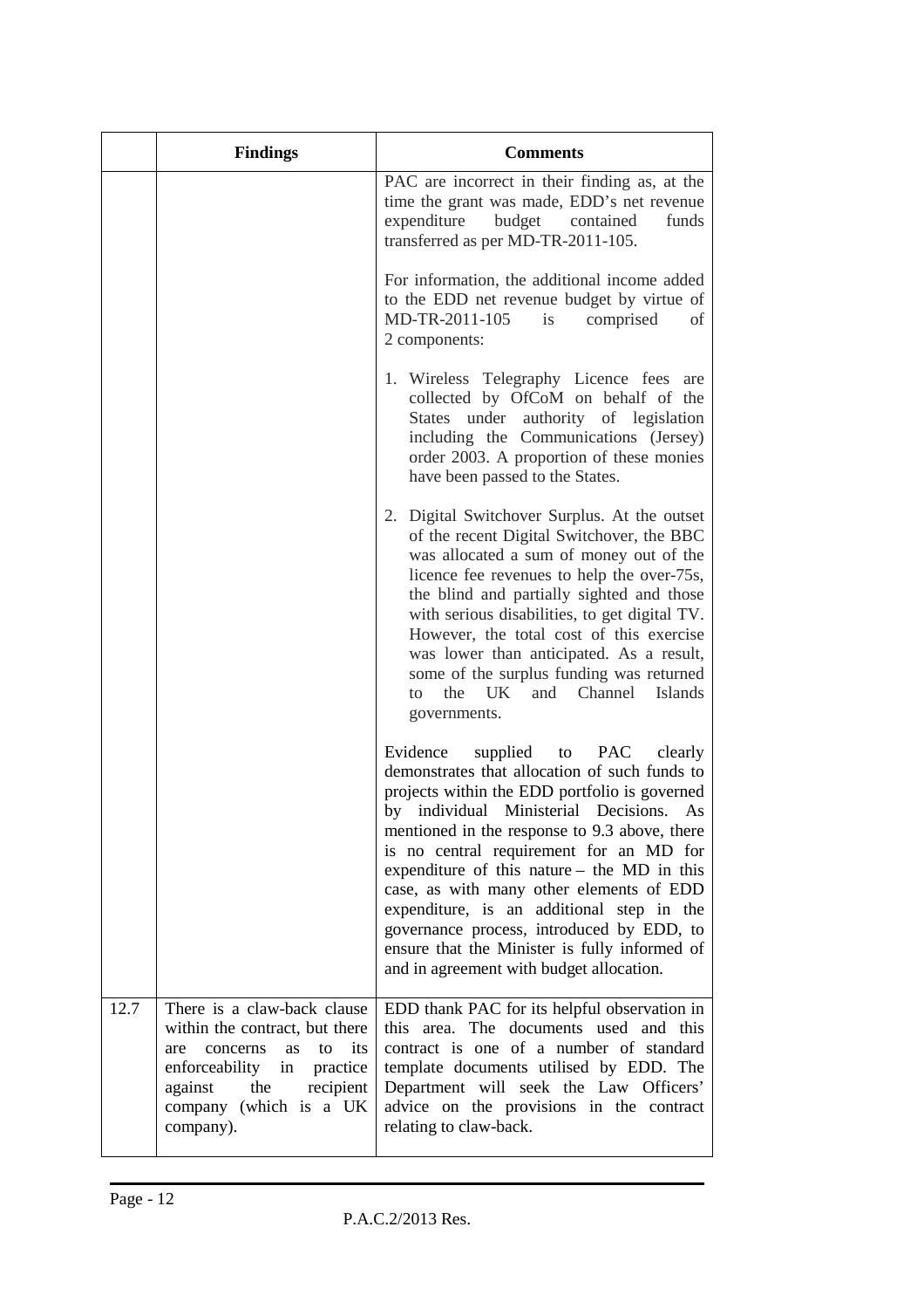|  | Findings | Comments |
|---|---|---|
|  |  | PAC are incorrect in their finding as, at the time the grant was made, EDD's net revenue expenditure budget contained funds transferred as per MD-TR-2011-105.<br><br>For information, the additional income added to the EDD net revenue budget by virtue of MD-TR-2011-105 is comprised of 2 components:<br><br>1. Wireless Telegraphy Licence fees are collected by OfCoM on behalf of the States under authority of legislation including the Communications (Jersey) order 2003. A proportion of these monies have been passed to the States.<br><br>2. Digital Switchover Surplus. At the outset of the recent Digital Switchover, the BBC was allocated a sum of money out of the licence fee revenues to help the over-75s, the blind and partially sighted and those with serious disabilities, to get digital TV. However, the total cost of this exercise was lower than anticipated. As a result, some of the surplus funding was returned to the UK and Channel Islands governments.<br><br>Evidence supplied to PAC clearly demonstrates that allocation of such funds to projects within the EDD portfolio is governed by individual Ministerial Decisions. As mentioned in the response to 9.3 above, there is no central requirement for an MD for expenditure of this nature – the MD in this case, as with many other elements of EDD expenditure, is an additional step in the governance process, introduced by EDD, to ensure that the Minister is fully informed of and in agreement with budget allocation. |
| 12.7 | There is a claw-back clause within the contract, but there are concerns as to its enforceability in practice against the recipient company (which is a UK company). | EDD thank PAC for its helpful observation in this area. The documents used and this contract is one of a number of standard template documents utilised by EDD. The Department will seek the Law Officers' advice on the provisions in the contract relating to claw-back. |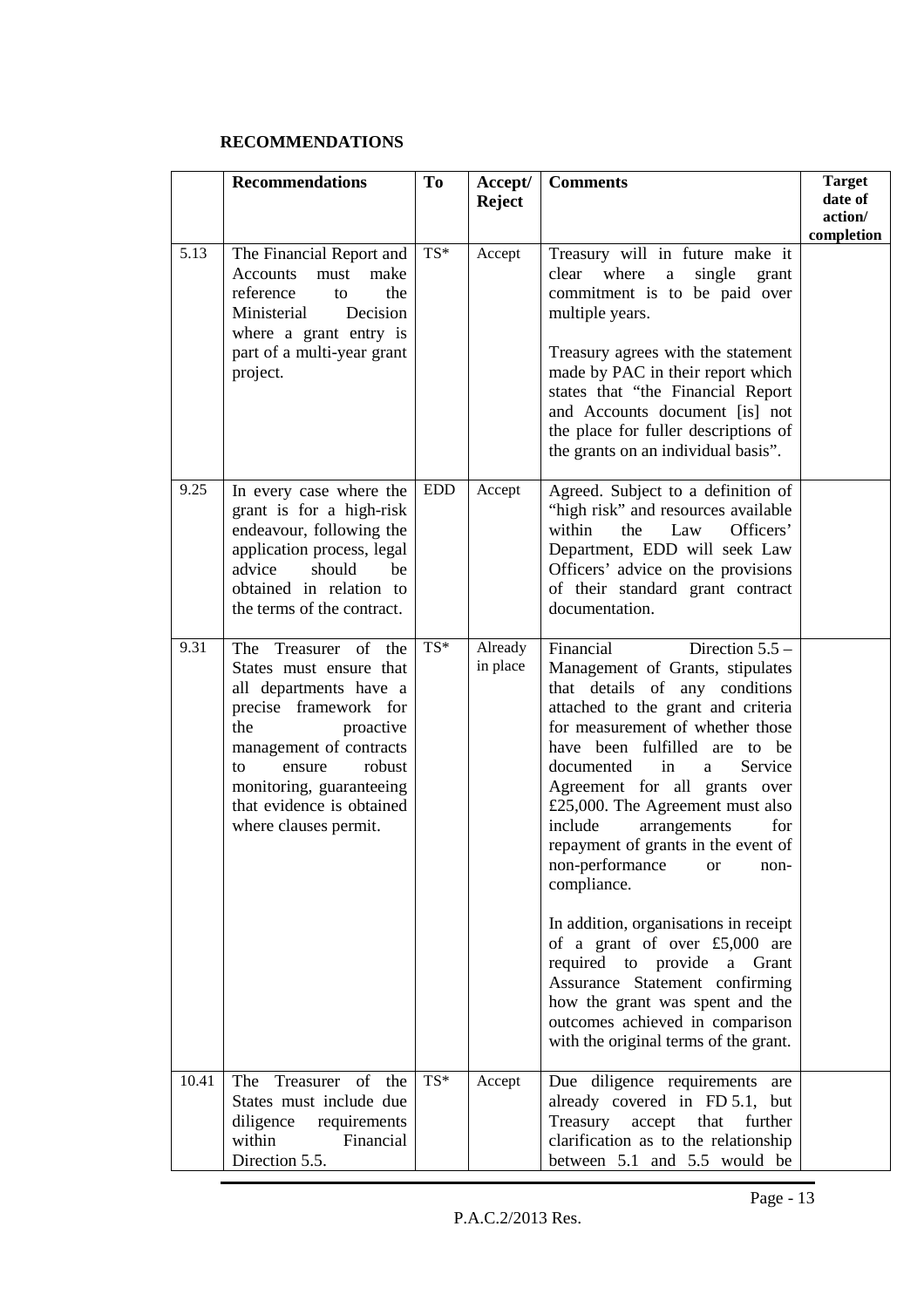## RECOMMENDATIONS

| | Recommendations | To | Accept/ Reject | Comments | Target date of action/ completion |
|---|---|---|---|---|---|
| 5.13 | The Financial Report and Accounts must make reference to the Ministerial Decision where a grant entry is part of a multi-year grant project. | TS* | Accept | Treasury will in future make it clear where a single grant commitment is to be paid over multiple years.<br><br>Treasury agrees with the statement made by PAC in their report which states that "the Financial Report and Accounts document [is] not the place for fuller descriptions of the grants on an individual basis". | |
| 9.25 | In every case where the grant is for a high-risk endeavour, following the application process, legal advice should be obtained in relation to the terms of the contract. | EDD | Accept | Agreed. Subject to a definition of "high risk" and resources available within the Law Officers' Department, EDD will seek Law Officers' advice on the provisions of their standard grant contract documentation. | |
| 9.31 | The Treasurer of the States must ensure that all departments have a precise framework for the proactive management of contracts to ensure robust monitoring, guaranteeing that evidence is obtained where clauses permit. | TS* | Already in place | Financial Direction 5.5 – Management of Grants, stipulates that details of any conditions attached to the grant and criteria for measurement of whether those have been fulfilled are to be documented in a Service Agreement for all grants over £25,000. The Agreement must also include arrangements for repayment of grants in the event of non-performance or non-compliance.<br><br>In addition, organisations in receipt of a grant of over £5,000 are required to provide a Grant Assurance Statement confirming how the grant was spent and the outcomes achieved in comparison with the original terms of the grant. | |
| 10.41 | The Treasurer of the States must include due diligence requirements within Financial Direction 5.5. | TS* | Accept | Due diligence requirements are already covered in FD 5.1, but Treasury accept that further clarification as to the relationship between 5.1 and 5.5 would be | |

P.A.C.2/2013 Res.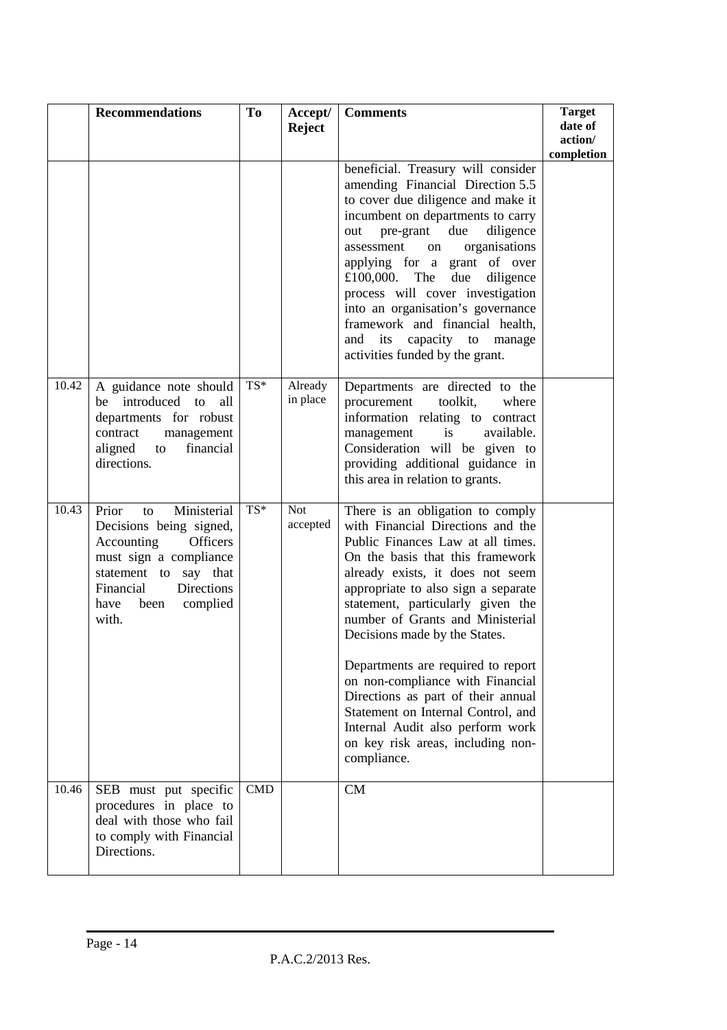|  | Recommendations | To | Accept/ Reject | Comments | Target date of action/ completion |
|---|---|---|---|---|---|
|  |  |  |  | beneficial. Treasury will consider amending Financial Direction 5.5 to cover due diligence and make it incumbent on departments to carry out pre-grant due diligence assessment on organisations applying for a grant of over £100,000. The due diligence process will cover investigation into an organisation's governance framework and financial health, and its capacity to manage activities funded by the grant. |  |
| 10.42 | A guidance note should be introduced to all departments for robust contract management aligned to financial directions. | TS* | Already in place | Departments are directed to the procurement toolkit, where information relating to contract management is available. Consideration will be given to providing additional guidance in this area in relation to grants. |  |
| 10.43 | Prior to Ministerial Decisions being signed, Accounting Officers must sign a compliance statement to say that Financial Directions have been complied with. | TS* | Not accepted | There is an obligation to comply with Financial Directions and the Public Finances Law at all times. On the basis that this framework already exists, it does not seem appropriate to also sign a separate statement, particularly given the number of Grants and Ministerial Decisions made by the States.<br><br>Departments are required to report on non-compliance with Financial Directions as part of their annual Statement on Internal Control, and Internal Audit also perform work on key risk areas, including non-compliance. |  |
| 10.46 | SEB must put specific procedures in place to deal with those who fail to comply with Financial Directions. | CMD |  | CM |  |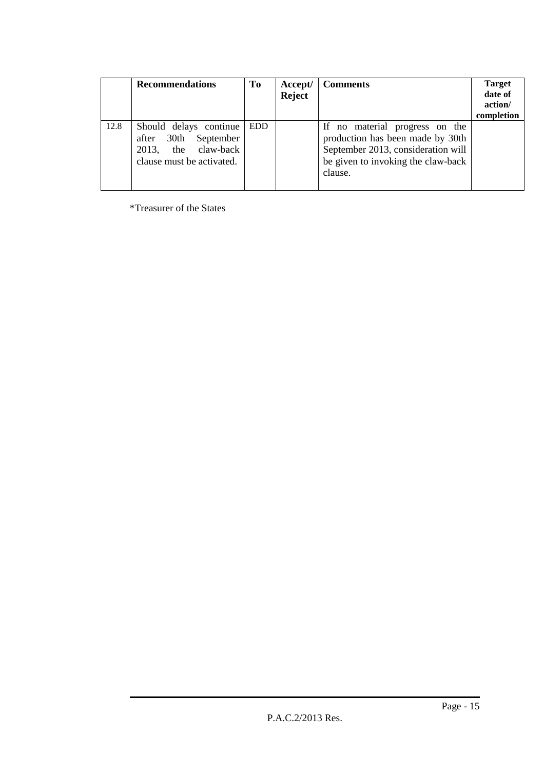| | Recommendations | To | Accept/ Reject | Comments | Target date of action/ completion |
|---|---|---|---|---|---|
| 12.8 | Should delays continue after 30th September 2013, the claw-back clause must be activated. | EDD | | If no material progress on the production has been made by 30th September 2013, consideration will be given to invoking the claw-back clause. | |

*Treasurer of the States

P.A.C.2/2013 Res.